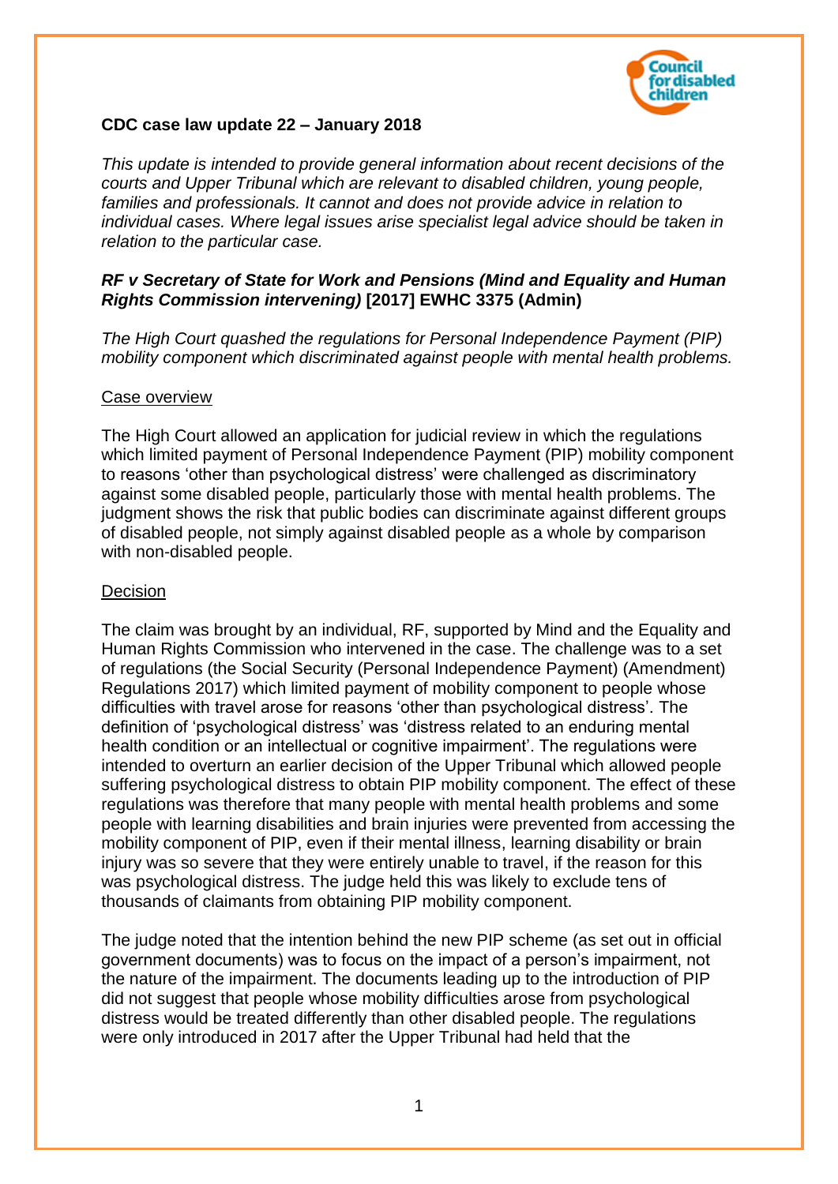**CDC case law update 22 – January 2018**

*This update is intended to provide general information about recent decisions of the courts and Upper Tribunal which are relevant to disabled children, young people, families and professionals. It cannot and does not provide advice in relation to individual cases. Where legal issues arise specialist legal advice should be taken in relation to the particular case.*

***RF v Secretary of State for Work and Pensions (Mind and Equality and Human Rights Commission intervening)* [2017] EWHC 3375 (Admin)**

*The High Court quashed the regulations for Personal Independence Payment (PIP) mobility component which discriminated against people with mental health problems.*

<u>Case overview</u>

The High Court allowed an application for judicial review in which the regulations which limited payment of Personal Independence Payment (PIP) mobility component to reasons 'other than psychological distress' were challenged as discriminatory against some disabled people, particularly those with mental health problems. The judgment shows the risk that public bodies can discriminate against different groups of disabled people, not simply against disabled people as a whole by comparison with non-disabled people.

<u>Decision</u>

The claim was brought by an individual, RF, supported by Mind and the Equality and Human Rights Commission who intervened in the case. The challenge was to a set of regulations (the Social Security (Personal Independence Payment) (Amendment) Regulations 2017) which limited payment of mobility component to people whose difficulties with travel arose for reasons 'other than psychological distress'. The definition of 'psychological distress' was 'distress related to an enduring mental health condition or an intellectual or cognitive impairment'. The regulations were intended to overturn an earlier decision of the Upper Tribunal which allowed people suffering psychological distress to obtain PIP mobility component. The effect of these regulations was therefore that many people with mental health problems and some people with learning disabilities and brain injuries were prevented from accessing the mobility component of PIP, even if their mental illness, learning disability or brain injury was so severe that they were entirely unable to travel, if the reason for this was psychological distress. The judge held this was likely to exclude tens of thousands of claimants from obtaining PIP mobility component.

The judge noted that the intention behind the new PIP scheme (as set out in official government documents) was to focus on the impact of a person's impairment, not the nature of the impairment. The documents leading up to the introduction of PIP did not suggest that people whose mobility difficulties arose from psychological distress would be treated differently than other disabled people. The regulations were only introduced in 2017 after the Upper Tribunal had held that the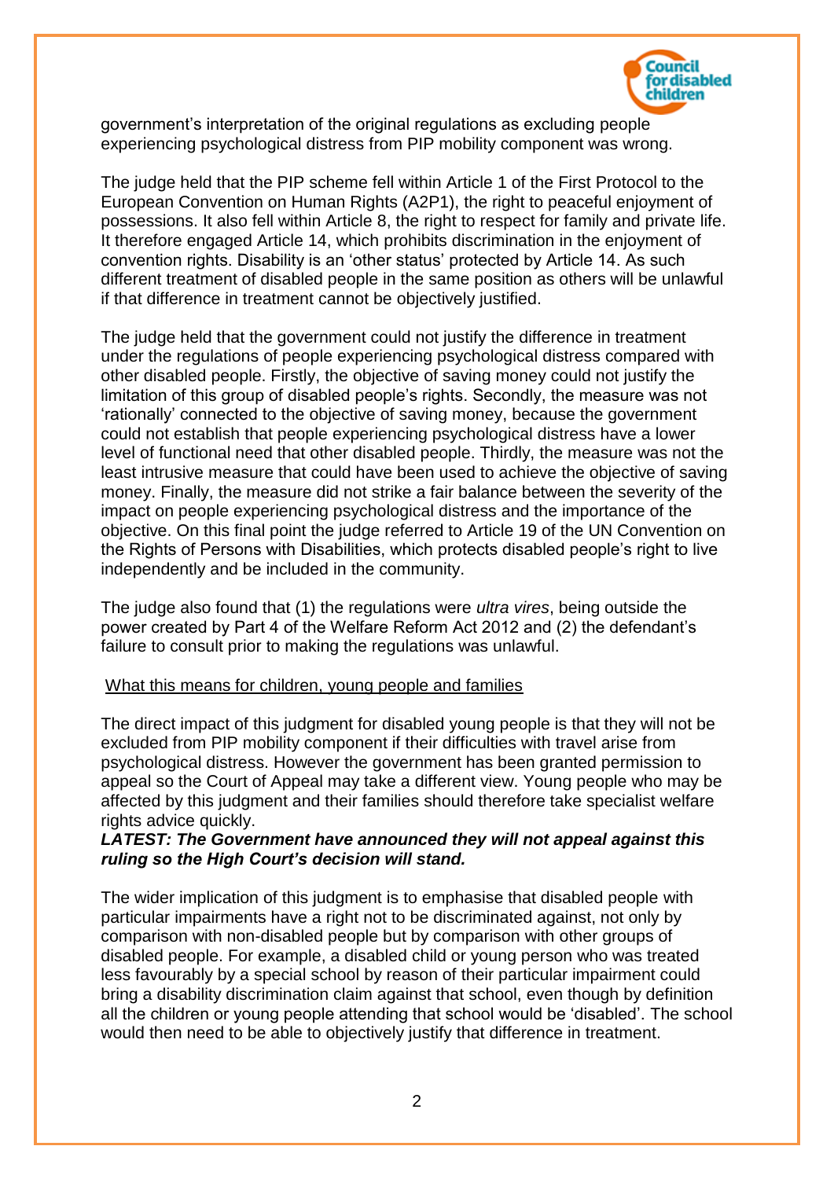government's interpretation of the original regulations as excluding people experiencing psychological distress from PIP mobility component was wrong.

The judge held that the PIP scheme fell within Article 1 of the First Protocol to the European Convention on Human Rights (A2P1), the right to peaceful enjoyment of possessions. It also fell within Article 8, the right to respect for family and private life. It therefore engaged Article 14, which prohibits discrimination in the enjoyment of convention rights. Disability is an 'other status' protected by Article 14. As such different treatment of disabled people in the same position as others will be unlawful if that difference in treatment cannot be objectively justified.

The judge held that the government could not justify the difference in treatment under the regulations of people experiencing psychological distress compared with other disabled people. Firstly, the objective of saving money could not justify the limitation of this group of disabled people's rights. Secondly, the measure was not 'rationally' connected to the objective of saving money, because the government could not establish that people experiencing psychological distress have a lower level of functional need that other disabled people. Thirdly, the measure was not the least intrusive measure that could have been used to achieve the objective of saving money. Finally, the measure did not strike a fair balance between the severity of the impact on people experiencing psychological distress and the importance of the objective. On this final point the judge referred to Article 19 of the UN Convention on the Rights of Persons with Disabilities, which protects disabled people's right to live independently and be included in the community.

The judge also found that (1) the regulations were *ultra vires*, being outside the power created by Part 4 of the Welfare Reform Act 2012 and (2) the defendant's failure to consult prior to making the regulations was unlawful.

<u>What this means for children, young people and families</u>

The direct impact of this judgment for disabled young people is that they will not be excluded from PIP mobility component if their difficulties with travel arise from psychological distress. However the government has been granted permission to appeal so the Court of Appeal may take a different view. Young people who may be affected by this judgment and their families should therefore take specialist welfare rights advice quickly.

***LATEST: The Government have announced they will not appeal against this ruling so the High Court's decision will stand.***

The wider implication of this judgment is to emphasise that disabled people with particular impairments have a right not to be discriminated against, not only by comparison with non-disabled people but by comparison with other groups of disabled people. For example, a disabled child or young person who was treated less favourably by a special school by reason of their particular impairment could bring a disability discrimination claim against that school, even though by definition all the children or young people attending that school would be 'disabled'. The school would then need to be able to objectively justify that difference in treatment.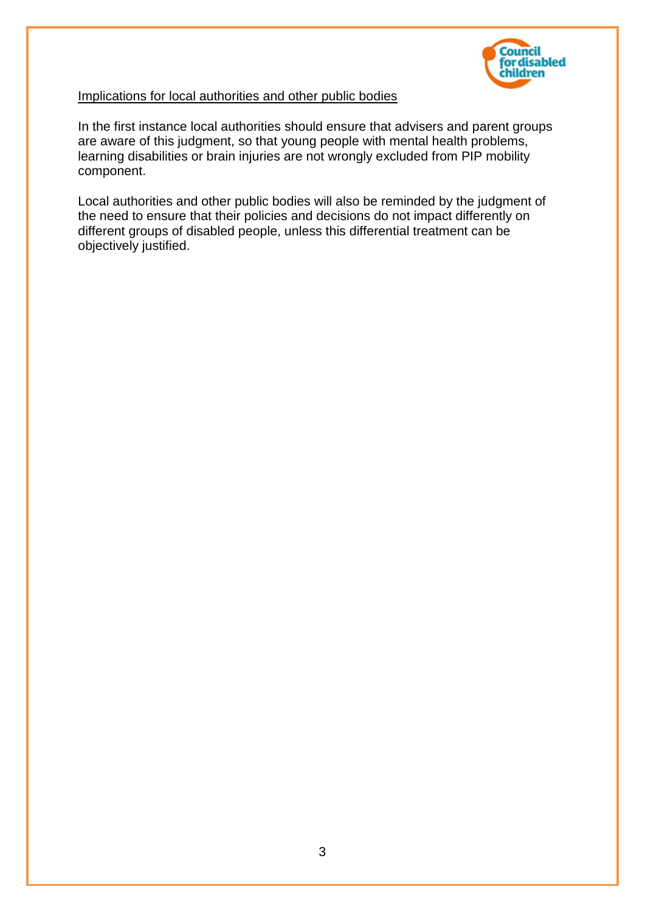Implications for local authorities and other public bodies

In the first instance local authorities should ensure that advisers and parent groups are aware of this judgment, so that young people with mental health problems, learning disabilities or brain injuries are not wrongly excluded from PIP mobility component.

Local authorities and other public bodies will also be reminded by the judgment of the need to ensure that their policies and decisions do not impact differently on different groups of disabled people, unless this differential treatment can be objectively justified.